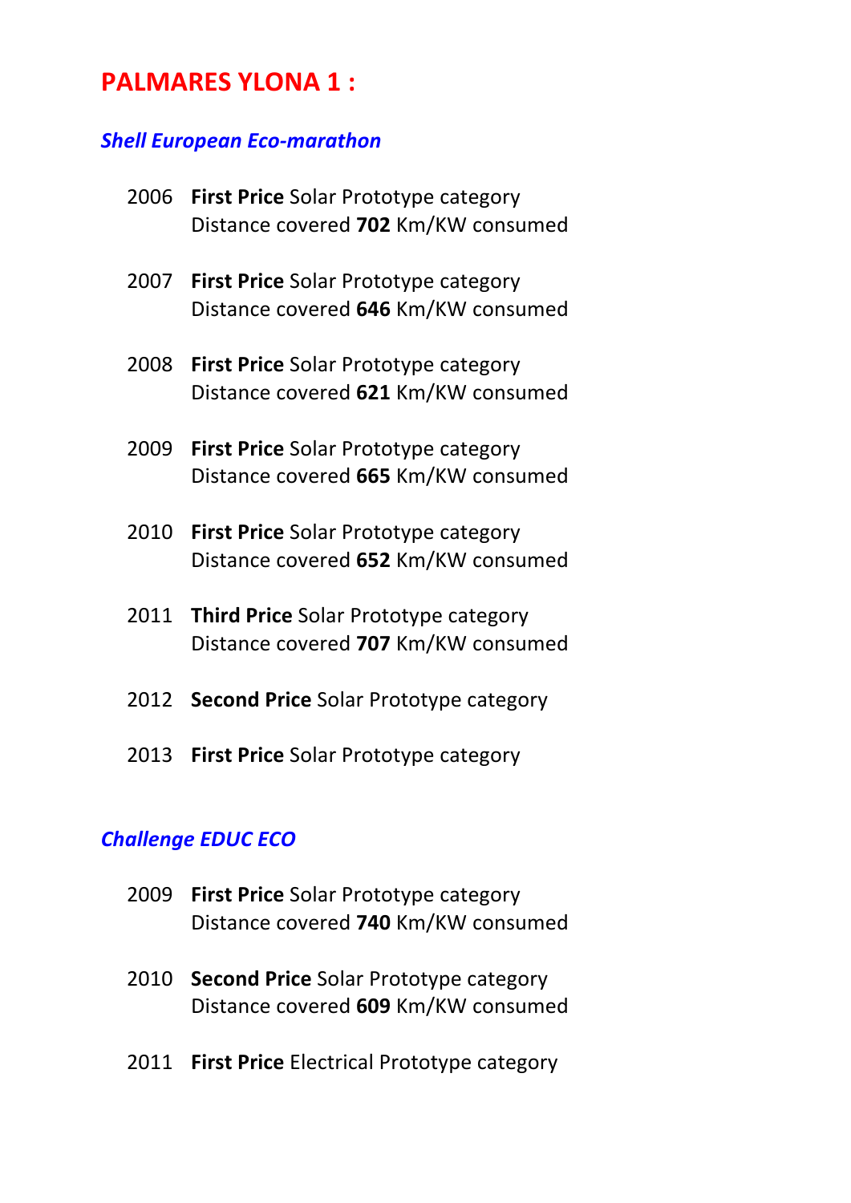# PALMARES YLONA 1 :

## *Shell European Eco-marathon*

2006 **First Price** Solar Prototype category
Distance covered **702** Km/KW consumed

2007 **First Price** Solar Prototype category
Distance covered **646** Km/KW consumed

2008 **First Price** Solar Prototype category
Distance covered **621** Km/KW consumed

2009 **First Price** Solar Prototype category
Distance covered **665** Km/KW consumed

2010 **First Price** Solar Prototype category
Distance covered **652** Km/KW consumed

2011 **Third Price** Solar Prototype category
Distance covered **707** Km/KW consumed

2012 **Second Price** Solar Prototype category

2013 **First Price** Solar Prototype category

## *Challenge EDUC ECO*

2009 **First Price** Solar Prototype category
Distance covered **740** Km/KW consumed

2010 **Second Price** Solar Prototype category
Distance covered **609** Km/KW consumed

2011 **First Price** Electrical Prototype category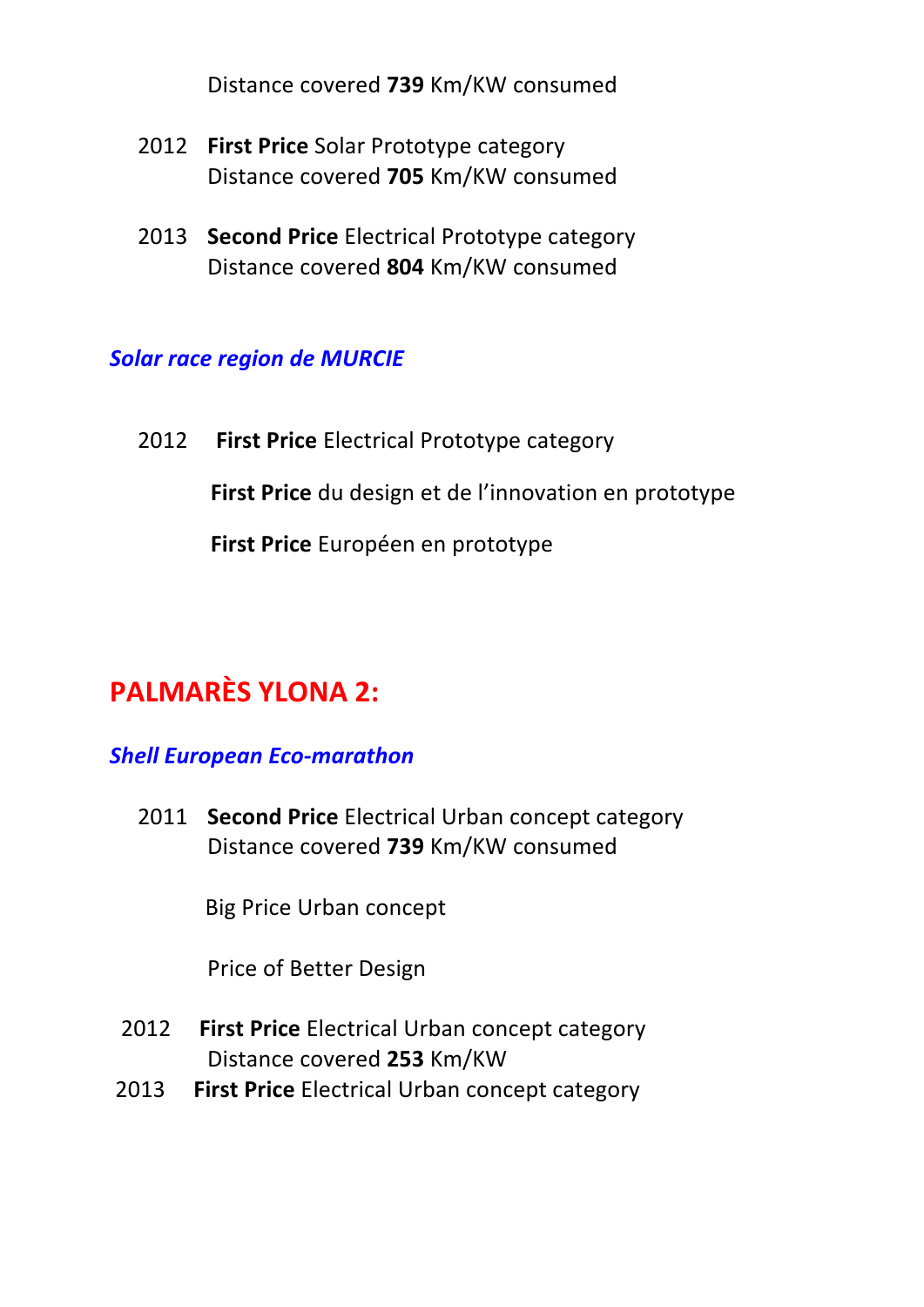Distance covered **739** Km/KW consumed

2012 **First Price** Solar Prototype category
Distance covered **705** Km/KW consumed

2013 **Second Price** Electrical Prototype category
Distance covered **804** Km/KW consumed

### *Solar race region de MURCIE*

2012 **First Price** Electrical Prototype category

**First Price** du design et de l'innovation en prototype

**First Price** Européen en prototype

## PALMARÈS YLONA 2:

### *Shell European Eco-marathon*

2011 **Second Price** Electrical Urban concept category
Distance covered **739** Km/KW consumed

Big Price Urban concept

Price of Better Design

2012 **First Price** Electrical Urban concept category
Distance covered **253** Km/KW

2013 **First Price** Electrical Urban concept category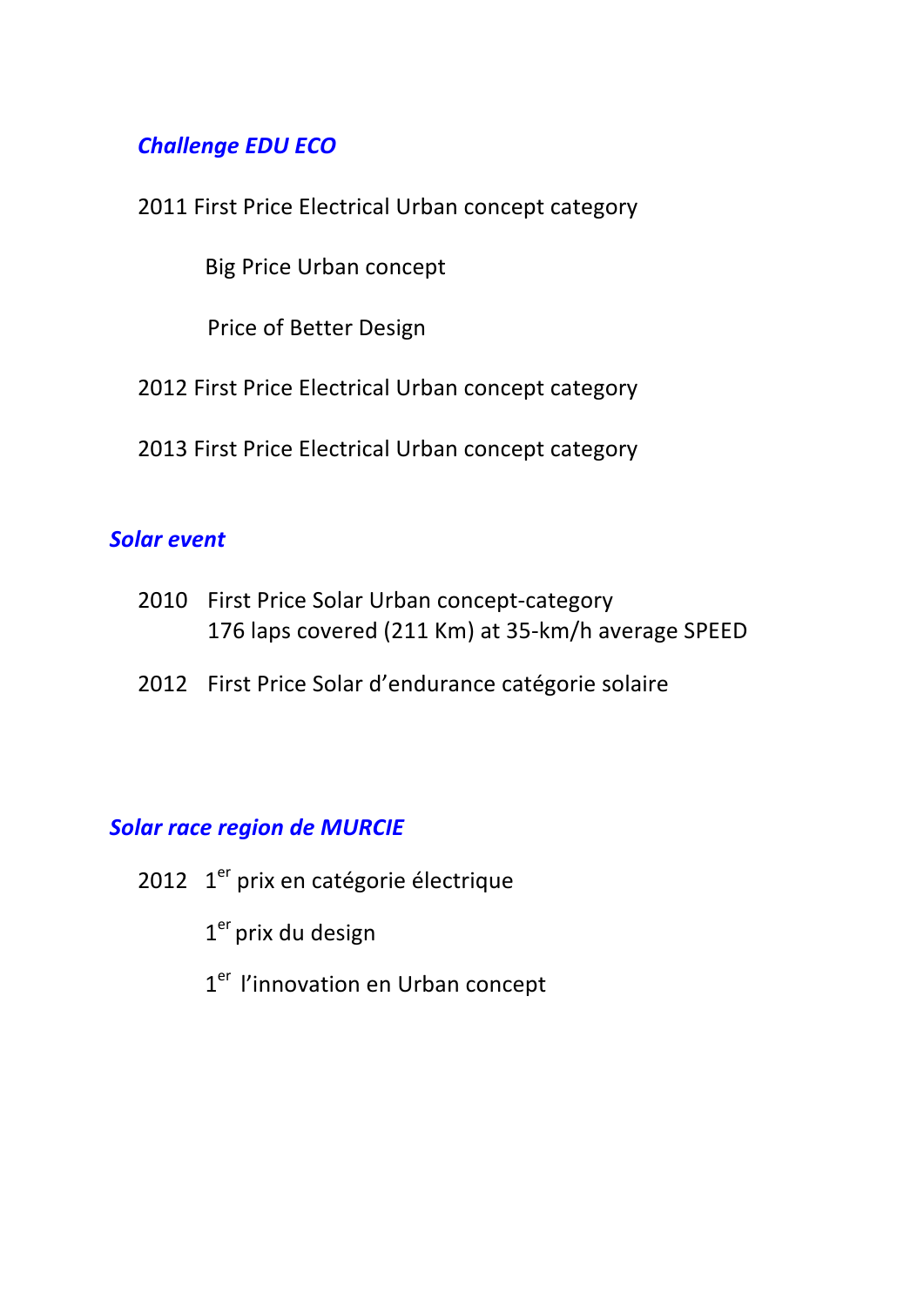### *Challenge EDU ECO*

2011 First Price Electrical Urban concept category

Big Price Urban concept

Price of Better Design

2012 First Price Electrical Urban concept category

2013 First Price Electrical Urban concept category

### *Solar event*

2010 First Price Solar Urban concept-category
176 laps covered (211 Km) at 35-km/h average SPEED

2012 First Price Solar d'endurance catégorie solaire

### *Solar race region de MURCIE*

2012 1er prix en catégorie électrique

1er prix du design

1er l'innovation en Urban concept